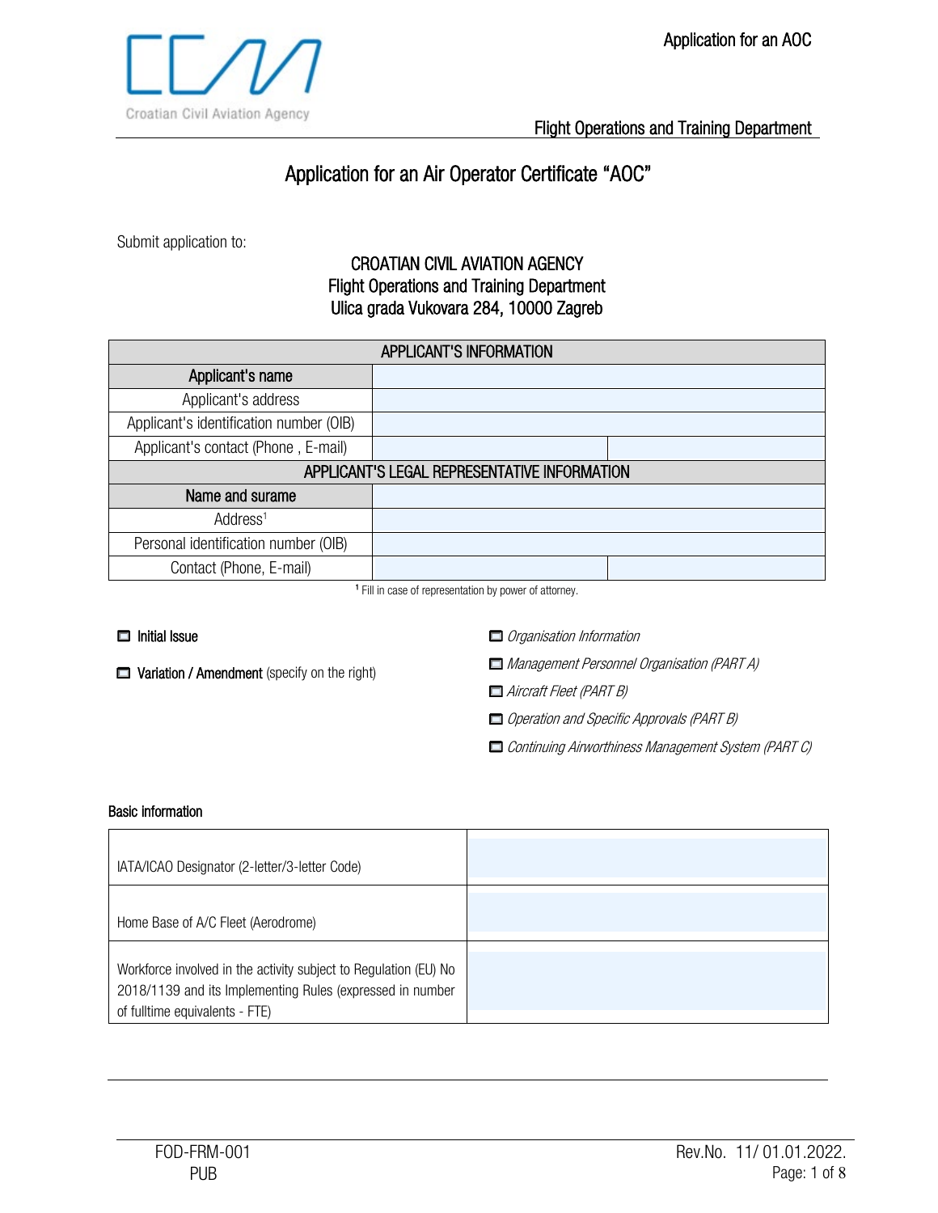# Application for an Air Operator Certificate "AOC"

Submit application to:

CROATIAN CIVIL AVIATION AGENCY
Flight Operations and Training Department
Ulica grada Vukovara 284, 10000 Zagreb

| APPLICANT'S INFORMATION | | |
|---|---|---|
| **Applicant's name** | | |
| Applicant's address | | |
| Applicant's identification number (OIB) | | |
| Applicant's contact (Phone , E-mail) | | |
| **APPLICANT'S LEGAL REPRESENTATIVE INFORMATION** | | |
| **Name and surame** | | |
| Address[1] | | |
| Personal identification number (OIB) | | |
| Contact (Phone, E-mail) | | |

[1] Fill in case of representation by power of attorney.

☐ **Initial Issue**

☐ **Variation / Amendment** (specify on the right)

☐ *Organisation Information*

☐ *Management Personnel Organisation (PART A)*

☐ *Aircraft Fleet (PART B)*

☐ *Operation and Specific Approvals (PART B)*

☐ *Continuing Airworthiness Management System (PART C)*

### Basic information

| | |
|---|---|
| IATA/ICAO Designator (2-letter/3-letter Code) | |
| Home Base of A/C Fleet (Aerodrome) | |
| Workforce involved in the activity subject to Regulation (EU) No 2018/1139 and its Implementing Rules (expressed in number of fulltime equivalents - FTE) | |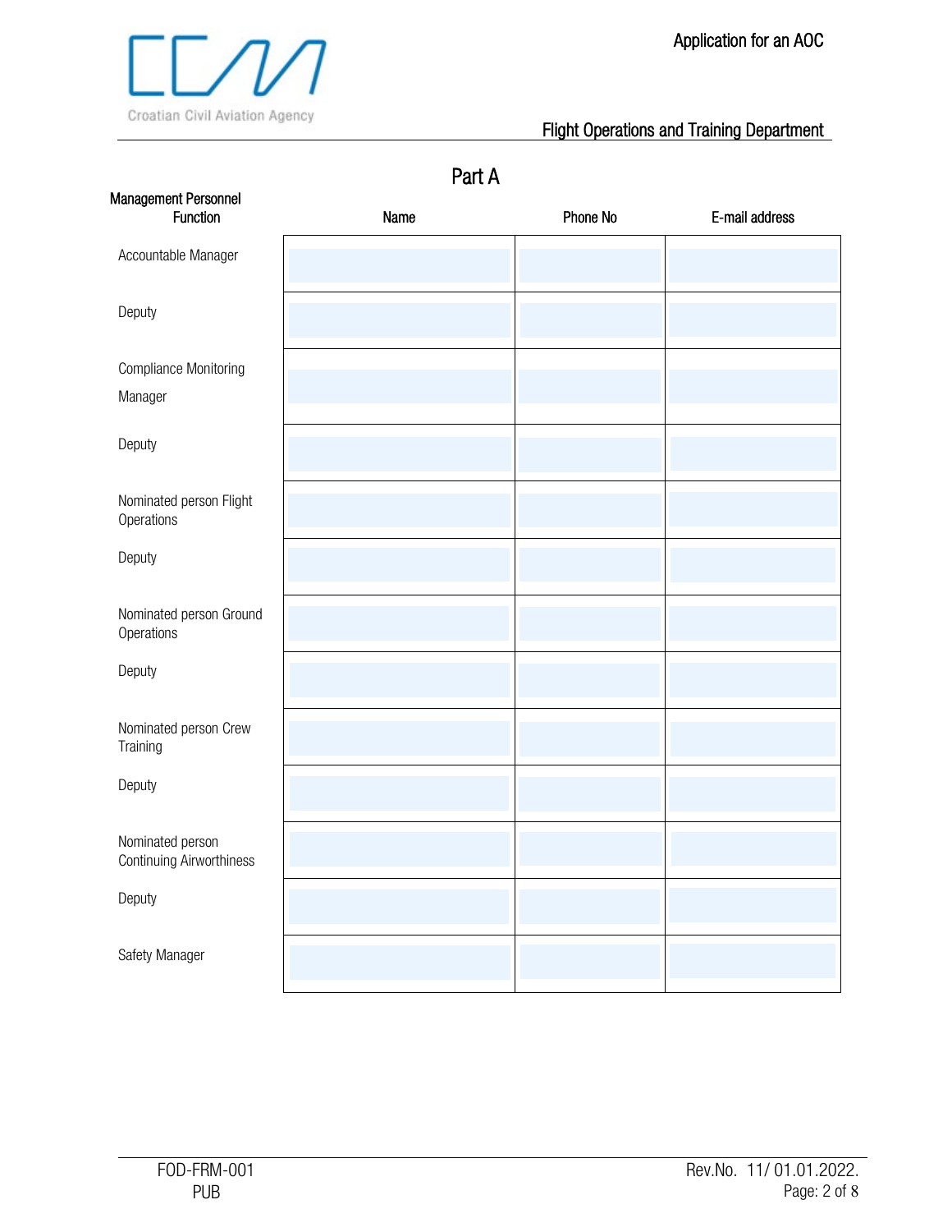## Part A

| Management Personnel Function | Name | Phone No | E-mail address |
|---|---|---|---|
| Accountable Manager | | | |
| Deputy | | | |
| Compliance Monitoring Manager | | | |
| Deputy | | | |
| Nominated person Flight Operations | | | |
| Deputy | | | |
| Nominated person Ground Operations | | | |
| Deputy | | | |
| Nominated person Crew Training | | | |
| Deputy | | | |
| Nominated person Continuing Airworthiness | | | |
| Deputy | | | |
| Safety Manager | | | |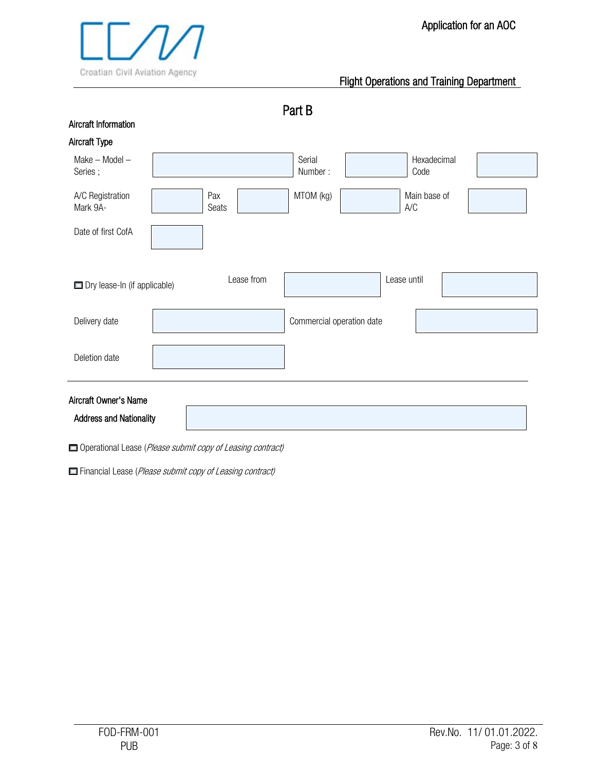## Part B

**Aircraft Information**

**Aircraft Type**

| | | | | | |
|---|---|---|---|---|---|
| Make – Model – Series ; | | Serial Number : | | Hexadecimal Code | |

| | | | | | | | |
|---|---|---|---|---|---|---|---|
| A/C Registration Mark 9A- | | Pax Seats | | MTOM (kg) | | Main base of A/C | |

| | |
|---|---|
| Date of first CofA | |

☐ Dry lease-In (if applicable) Lease from ____ Lease until ____

| | | | |
|---|---|---|---|
| Delivery date | | Commercial operation date | |
| Deletion date | | | |

---

**Aircraft Owner's Name**

**Address and Nationality**

☐ Operational Lease (*Please submit copy of Leasing contract)*

☐ Financial Lease (*Please submit copy of Leasing contract)*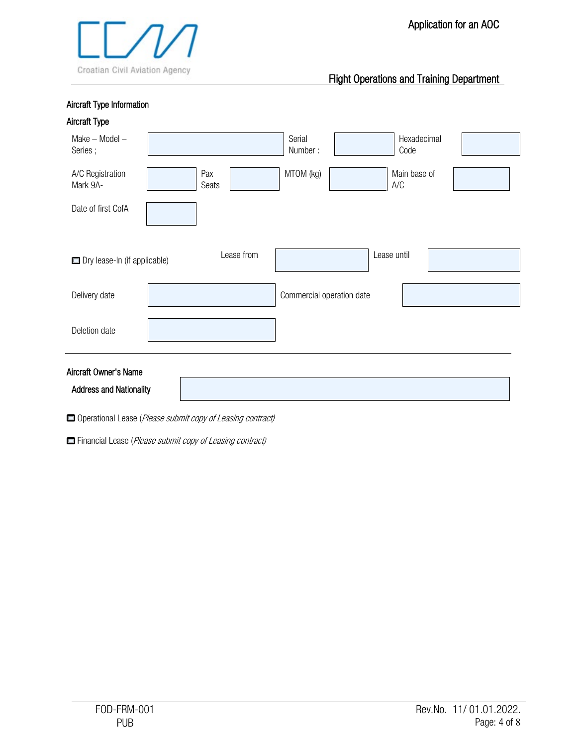## Aircraft Type Information

### Aircraft Type

| | | | | | |
|---|---|---|---|---|---|
| Make – Model – Series ; | | Serial Number : | | Hexadecimal Code | |

| | | | | | | | |
|---|---|---|---|---|---|---|---|
| A/C Registration Mark 9A- | | Pax Seats | | MTOM (kg) | | Main base of A/C | |

| | |
|---|---|
| Date of first CofA | |

| | | | | |
|---|---|---|---|---|
| ☐ Dry lease-In (if applicable) | Lease from | | Lease until | |

| | | | |
|---|---|---|---|
| Delivery date | | Commercial operation date | |

| | |
|---|---|
| Deletion date | |

---

## Aircraft Owner's Name

| | |
|---|---|
| **Address and Nationality** | |

☐ Operational Lease (*Please submit copy of Leasing contract)*

☐ Financial Lease (*Please submit copy of Leasing contract)*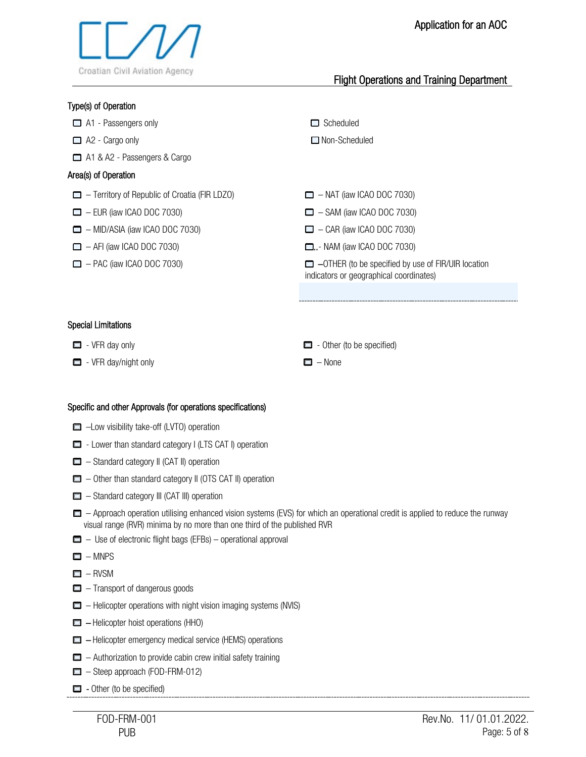### Type(s) of Operation

- ☐ A1 - Passengers only
- ☐ A2 - Cargo only
- ☐ A1 & A2 - Passengers & Cargo

- ☐ Scheduled
- ☐ Non-Scheduled

### Area(s) of Operation

- ☐ – Territory of Republic of Croatia (FIR LDZO)
- ☐ – EUR (iaw ICAO DOC 7030)
- ☐ – MID/ASIA (iaw ICAO DOC 7030)
- ☐ – AFI (iaw ICAO DOC 7030)
- ☐ – PAC (iaw ICAO DOC 7030)
- ☐ – NAT (iaw ICAO DOC 7030)
- ☐ – SAM (iaw ICAO DOC 7030)
- ☐ – CAR (iaw ICAO DOC 7030)
- ☐..- NAM (iaw ICAO DOC 7030)
- ☐ –OTHER (to be specified by use of FIR/UIR location indicators or geographical coordinates)

### Special Limitations

- ☐ - VFR day only
- ☐ - VFR day/night only
- ☐ - Other (to be specified)
- ☐ – None

### Specific and other Approvals (for operations specifications)

- ☐ –Low visibility take-off (LVTO) operation
- ☐ - Lower than standard category I (LTS CAT I) operation
- ☐ – Standard category II (CAT II) operation
- ☐ – Other than standard category II (OTS CAT II) operation
- ☐ – Standard category III (CAT III) operation
- ☐ – Approach operation utilising enhanced vision systems (EVS) for which an operational credit is applied to reduce the runway visual range (RVR) minima by no more than one third of the published RVR
- ☐ – Use of electronic flight bags (EFBs) – operational approval
- ☐ – MNPS
- ☐ – RVSM
- ☐ – Transport of dangerous goods
- ☐ – Helicopter operations with night vision imaging systems (NVIS)
- ☐ – Helicopter hoist operations (HHO)
- ☐ – Helicopter emergency medical service (HEMS) operations
- ☐ – Authorization to provide cabin crew initial safety training
- ☐ – Steep approach (FOD-FRM-012)
- ☐ - Other (to be specified)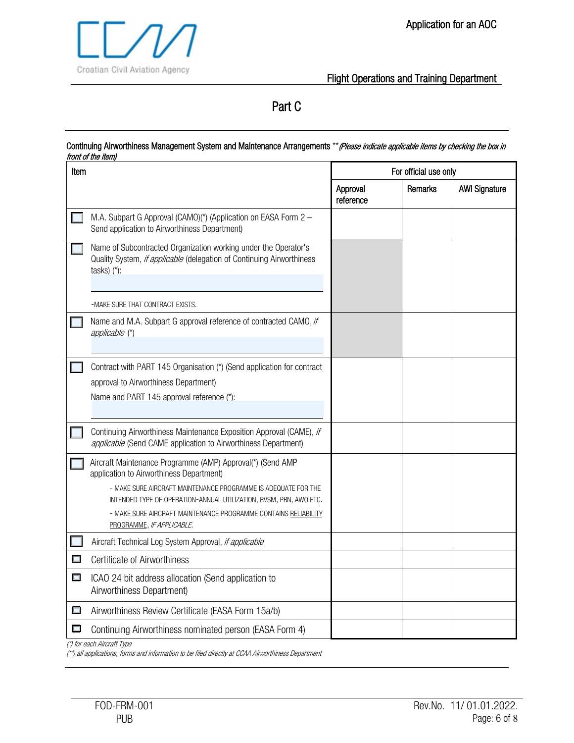# Part C

Continuing Airworthiness Management System and Maintenance Arrangements ** *(Please indicate applicable items by checking the box in front of the item)*

| Item | For official use only | | |
|---|---|---|---|
| | Approval reference | Remarks | AWI Signature |
| ☐ M.A. Subpart G Approval (CAMO)(*) (Application on EASA Form 2 – Send application to Airworthiness Department) | | | |
| ☐ Name of Subcontracted Organization working under the Operator's Quality System, *if applicable* (delegation of Continuing Airworthiness tasks) (*): <br><br> -MAKE SURE THAT CONTRACT EXISTS. | | | |
| ☐ Name and M.A. Subpart G approval reference of contracted CAMO, *if applicable* (*) | | | |
| ☐ Contract with PART 145 Organisation (*) (Send application for contract approval to Airworthiness Department) <br> Name and PART 145 approval reference (*): | | | |
| ☐ Continuing Airworthiness Maintenance Exposition Approval (CAME), *if applicable* (Send CAME application to Airworthiness Department) | | | |
| ☐ Aircraft Maintenance Programme (AMP) Approval(*) (Send AMP application to Airworthiness Department) <br> - MAKE SURE AIRCRAFT MAINTENANCE PROGRAMME IS ADEQUATE FOR THE INTENDED TYPE OF OPERATION-ANNUAL UTILIZATION, RVSM, PBN, AWO ETC. <br> - MAKE SURE AIRCRAFT MAINTENANCE PROGRAMME CONTAINS RELIABILITY PROGRAMME, *IF APPLICABLE*. | | | |
| ☐ Aircraft Technical Log System Approval, *if applicable* | | | |
| ☐ Certificate of Airworthiness | | | |
| ☐ ICAO 24 bit address allocation (Send application to Airworthiness Department) | | | |
| ☐ Airworthiness Review Certificate (EASA Form 15a/b) | | | |
| ☐ Continuing Airworthiness nominated person (EASA Form 4) | | | |

*(*) for each Aircraft Type*

*(**) all applications, forms and information to be filed directly at CCAA Airworthiness Department*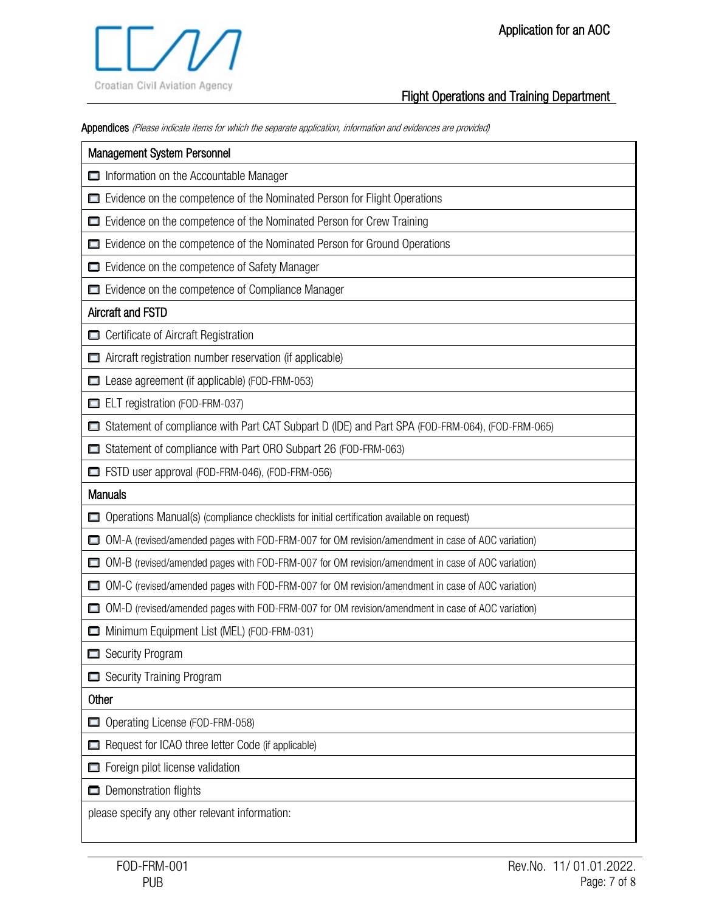**Appendices** *(Please indicate items for which the separate application, information and evidences are provided)*

| |
|---|
| **Management System Personnel** |
| ☐ Information on the Accountable Manager |
| ☐ Evidence on the competence of the Nominated Person for Flight Operations |
| ☐ Evidence on the competence of the Nominated Person for Crew Training |
| ☐ Evidence on the competence of the Nominated Person for Ground Operations |
| ☐ Evidence on the competence of Safety Manager |
| ☐ Evidence on the competence of Compliance Manager |
| **Aircraft and FSTD** |
| ☐ Certificate of Aircraft Registration |
| ☐ Aircraft registration number reservation (if applicable) |
| ☐ Lease agreement (if applicable) (FOD-FRM-053) |
| ☐ ELT registration (FOD-FRM-037) |
| ☐ Statement of compliance with Part CAT Subpart D (IDE) and Part SPA (FOD-FRM-064), (FOD-FRM-065) |
| ☐ Statement of compliance with Part ORO Subpart 26 (FOD-FRM-063) |
| ☐ FSTD user approval (FOD-FRM-046), (FOD-FRM-056) |
| **Manuals** |
| ☐ Operations Manual(s) (compliance checklists for initial certification available on request) |
| ☐ OM-A (revised/amended pages with FOD-FRM-007 for OM revision/amendment in case of AOC variation) |
| ☐ OM-B (revised/amended pages with FOD-FRM-007 for OM revision/amendment in case of AOC variation) |
| ☐ OM-C (revised/amended pages with FOD-FRM-007 for OM revision/amendment in case of AOC variation) |
| ☐ OM-D (revised/amended pages with FOD-FRM-007 for OM revision/amendment in case of AOC variation) |
| ☐ Minimum Equipment List (MEL) (FOD-FRM-031) |
| ☐ Security Program |
| ☐ Security Training Program |
| **Other** |
| ☐ Operating License (FOD-FRM-058) |
| ☐ Request for ICAO three letter Code (if applicable) |
| ☐ Foreign pilot license validation |
| ☐ Demonstration flights |
| please specify any other relevant information: |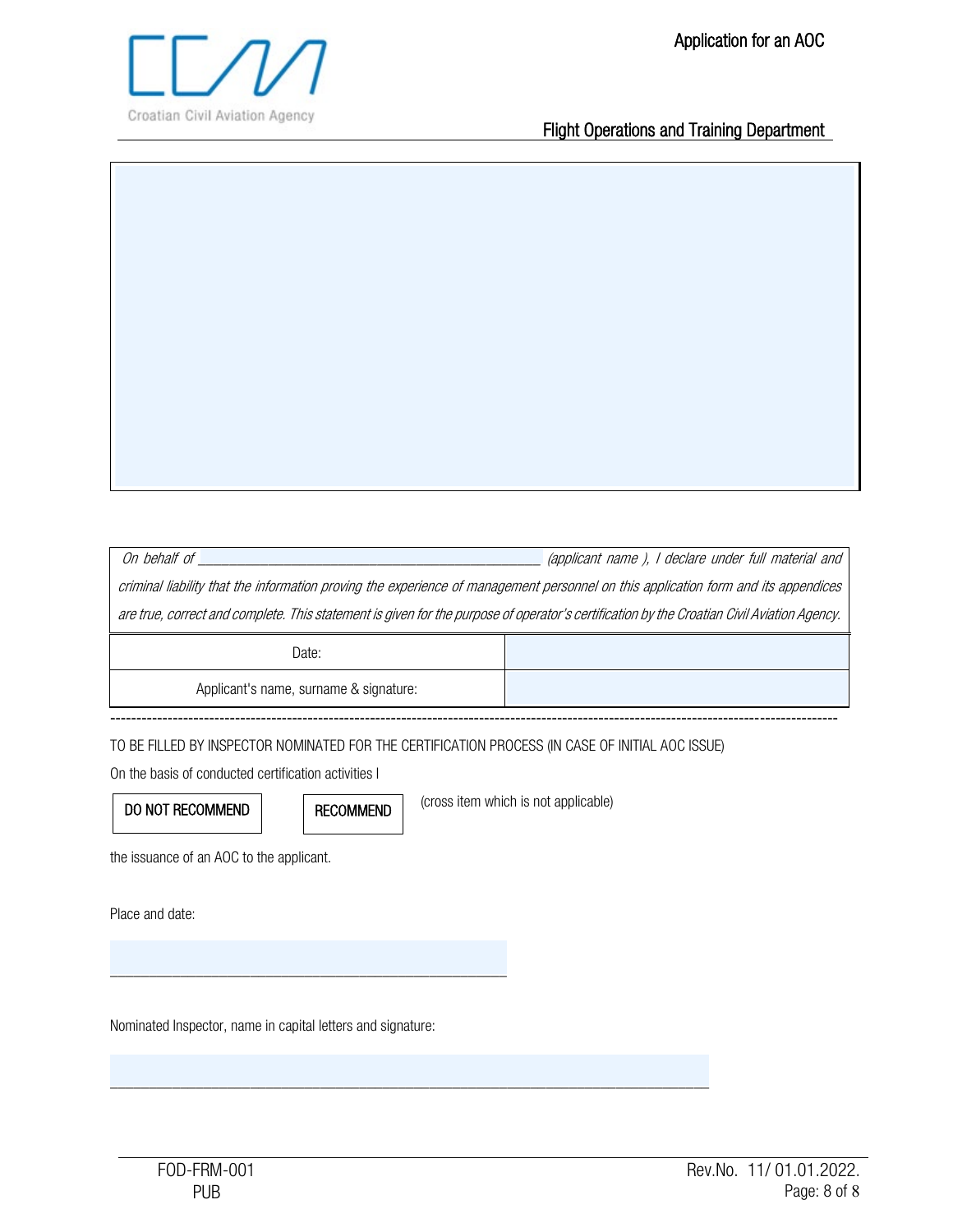*On behalf of \_\_\_\_\_\_\_\_\_\_\_\_\_\_\_\_\_\_\_\_\_\_\_\_\_\_\_\_\_\_\_\_\_\_\_\_\_\_\_\_\_\_\_\_\_\_ (applicant name ), I declare under full material and criminal liability that the information proving the experience of management personnel on this application form and its appendices are true, correct and complete. This statement is given for the purpose of operator's certification by the Croatian Civil Aviation Agency.*

| | |
|---|---|
| Date: | |
| Applicant's name, surname & signature: | |

---

TO BE FILLED BY INSPECTOR NOMINATED FOR THE CERTIFICATION PROCESS (IN CASE OF INITIAL AOC ISSUE)

On the basis of conducted certification activities I

DO NOT RECOMMEND RECOMMEND (cross item which is not applicable)

the issuance of an AOC to the applicant.

Place and date:

\_\_\_\_\_\_\_\_\_\_\_\_\_\_\_\_\_\_\_\_\_\_\_\_\_\_\_\_\_\_\_\_\_\_\_\_\_\_\_\_\_\_\_\_\_\_

Nominated Inspector, name in capital letters and signature:

\_\_\_\_\_\_\_\_\_\_\_\_\_\_\_\_\_\_\_\_\_\_\_\_\_\_\_\_\_\_\_\_\_\_\_\_\_\_\_\_\_\_\_\_\_\_\_\_\_\_\_\_\_\_\_\_\_\_\_\_\_\_\_\_\_\_\_\_\_